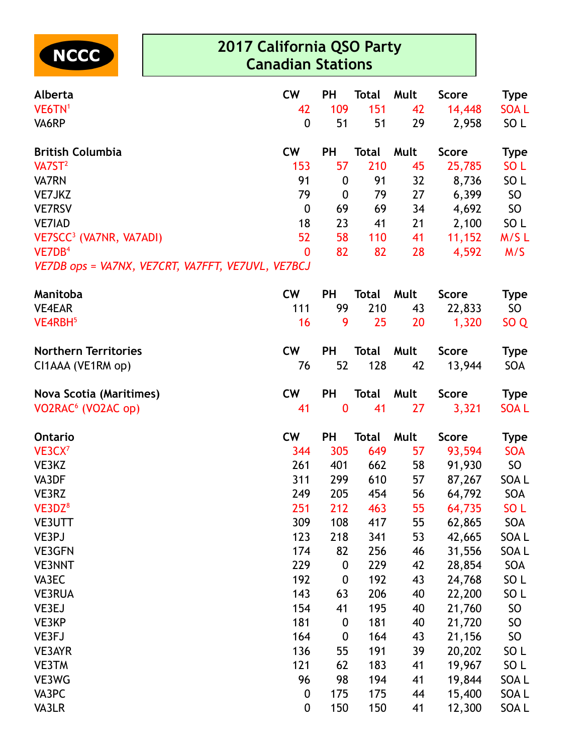NCCC

# 2017 California QSO Party
## Canadian Stations

| Alberta | CW | PH | Total | Mult | Score | Type |
|---|---|---|---|---|---|---|
| VE6TN[1] | 42 | 109 | 151 | 42 | 14,448 | SOA L |
| VA6RP | 0 | 51 | 51 | 29 | 2,958 | SO L |

| British Columbia | CW | PH | Total | Mult | Score | Type |
|---|---|---|---|---|---|---|
| VA7ST[2] | 153 | 57 | 210 | 45 | 25,785 | SO L |
| VA7RN | 91 | 0 | 91 | 32 | 8,736 | SO L |
| VE7JKZ | 79 | 0 | 79 | 27 | 6,399 | SO |
| VE7RSV | 0 | 69 | 69 | 34 | 4,692 | SO |
| VE7IAD | 18 | 23 | 41 | 21 | 2,100 | SO L |
| VE7SCC[3] (VA7NR, VA7ADI) | 52 | 58 | 110 | 41 | 11,152 | M/S L |
| VE7DB[4] | 0 | 82 | 82 | 28 | 4,592 | M/S |

*VE7DB ops = VA7NX, VE7CRT, VA7FFT, VE7UVL, VE7BCJ*

| Manitoba | CW | PH | Total | Mult | Score | Type |
|---|---|---|---|---|---|---|
| VE4EAR | 111 | 99 | 210 | 43 | 22,833 | SO |
| VE4RBH[5] | 16 | 9 | 25 | 20 | 1,320 | SO Q |

| Northern Territories | CW | PH | Total | Mult | Score | Type |
|---|---|---|---|---|---|---|
| CI1AAA (VE1RM op) | 76 | 52 | 128 | 42 | 13,944 | SOA |

| Nova Scotia (Maritimes) | CW | PH | Total | Mult | Score | Type |
|---|---|---|---|---|---|---|
| VO2RAC[6] (VO2AC op) | 41 | 0 | 41 | 27 | 3,321 | SOA L |

| Ontario | CW | PH | Total | Mult | Score | Type |
|---|---|---|---|---|---|---|
| VE3CX[7] | 344 | 305 | 649 | 57 | 93,594 | SOA |
| VE3KZ | 261 | 401 | 662 | 58 | 91,930 | SO |
| VA3DF | 311 | 299 | 610 | 57 | 87,267 | SOA L |
| VE3RZ | 249 | 205 | 454 | 56 | 64,792 | SOA |
| VE3DZ[8] | 251 | 212 | 463 | 55 | 64,735 | SO L |
| VE3UTT | 309 | 108 | 417 | 55 | 62,865 | SOA |
| VE3PJ | 123 | 218 | 341 | 53 | 42,665 | SOA L |
| VE3GFN | 174 | 82 | 256 | 46 | 31,556 | SOA L |
| VE3NNT | 229 | 0 | 229 | 42 | 28,854 | SOA |
| VA3EC | 192 | 0 | 192 | 43 | 24,768 | SO L |
| VE3RUA | 143 | 63 | 206 | 40 | 22,200 | SO L |
| VE3EJ | 154 | 41 | 195 | 40 | 21,760 | SO |
| VE3KP | 181 | 0 | 181 | 40 | 21,720 | SO |
| VE3FJ | 164 | 0 | 164 | 43 | 21,156 | SO |
| VE3AYR | 136 | 55 | 191 | 39 | 20,202 | SO L |
| VE3TM | 121 | 62 | 183 | 41 | 19,967 | SO L |
| VE3WG | 96 | 98 | 194 | 41 | 19,844 | SOA L |
| VA3PC | 0 | 175 | 175 | 44 | 15,400 | SOA L |
| VA3LR | 0 | 150 | 150 | 41 | 12,300 | SOA L |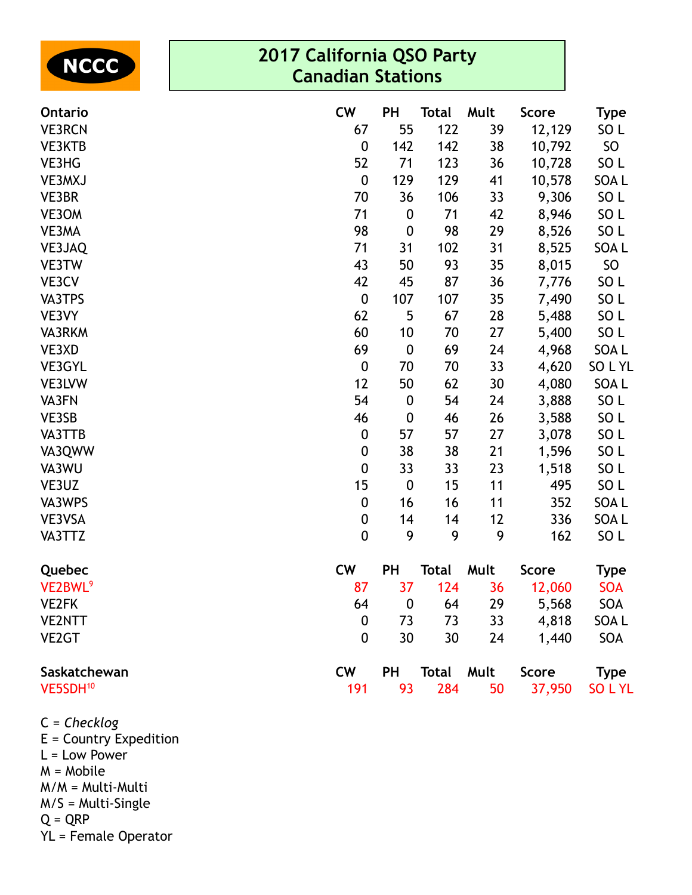NCCC

# 2017 California QSO Party
## Canadian Stations

| Ontario | CW | PH | Total | Mult | Score | Type |
|---|---|---|---|---|---|---|
| VE3RCN | 67 | 55 | 122 | 39 | 12,129 | SO L |
| VE3KTB | 0 | 142 | 142 | 38 | 10,792 | SO |
| VE3HG | 52 | 71 | 123 | 36 | 10,728 | SO L |
| VE3MXJ | 0 | 129 | 129 | 41 | 10,578 | SOA L |
| VE3BR | 70 | 36 | 106 | 33 | 9,306 | SO L |
| VE3OM | 71 | 0 | 71 | 42 | 8,946 | SO L |
| VE3MA | 98 | 0 | 98 | 29 | 8,526 | SO L |
| VE3JAQ | 71 | 31 | 102 | 31 | 8,525 | SOA L |
| VE3TW | 43 | 50 | 93 | 35 | 8,015 | SO |
| VE3CV | 42 | 45 | 87 | 36 | 7,776 | SO L |
| VA3TPS | 0 | 107 | 107 | 35 | 7,490 | SO L |
| VE3VY | 62 | 5 | 67 | 28 | 5,488 | SO L |
| VA3RKM | 60 | 10 | 70 | 27 | 5,400 | SO L |
| VE3XD | 69 | 0 | 69 | 24 | 4,968 | SOA L |
| VE3GYL | 0 | 70 | 70 | 33 | 4,620 | SO L YL |
| VE3LVW | 12 | 50 | 62 | 30 | 4,080 | SOA L |
| VA3FN | 54 | 0 | 54 | 24 | 3,888 | SO L |
| VE3SB | 46 | 0 | 46 | 26 | 3,588 | SO L |
| VA3TTB | 0 | 57 | 57 | 27 | 3,078 | SO L |
| VA3QWW | 0 | 38 | 38 | 21 | 1,596 | SO L |
| VA3WU | 0 | 33 | 33 | 23 | 1,518 | SO L |
| VE3UZ | 15 | 0 | 15 | 11 | 495 | SO L |
| VA3WPS | 0 | 16 | 16 | 11 | 352 | SOA L |
| VE3VSA | 0 | 14 | 14 | 12 | 336 | SOA L |
| VA3TTZ | 0 | 9 | 9 | 9 | 162 | SO L |

| Quebec | CW | PH | Total | Mult | Score | Type |
|---|---|---|---|---|---|---|
| VE2BWL[9] | 87 | 37 | 124 | 36 | 12,060 | SOA |
| VE2FK | 64 | 0 | 64 | 29 | 5,568 | SOA |
| VE2NTT | 0 | 73 | 73 | 33 | 4,818 | SOA L |
| VE2GT | 0 | 30 | 30 | 24 | 1,440 | SOA |

| Saskatchewan | CW | PH | Total | Mult | Score | Type |
|---|---|---|---|---|---|---|
| VE5SDH[10] | 191 | 93 | 284 | 50 | 37,950 | SO L YL |

C = *Checklog*
E = Country Expedition
L = Low Power
M = Mobile
M/M = Multi-Multi
M/S = Multi-Single
Q = QRP
YL = Female Operator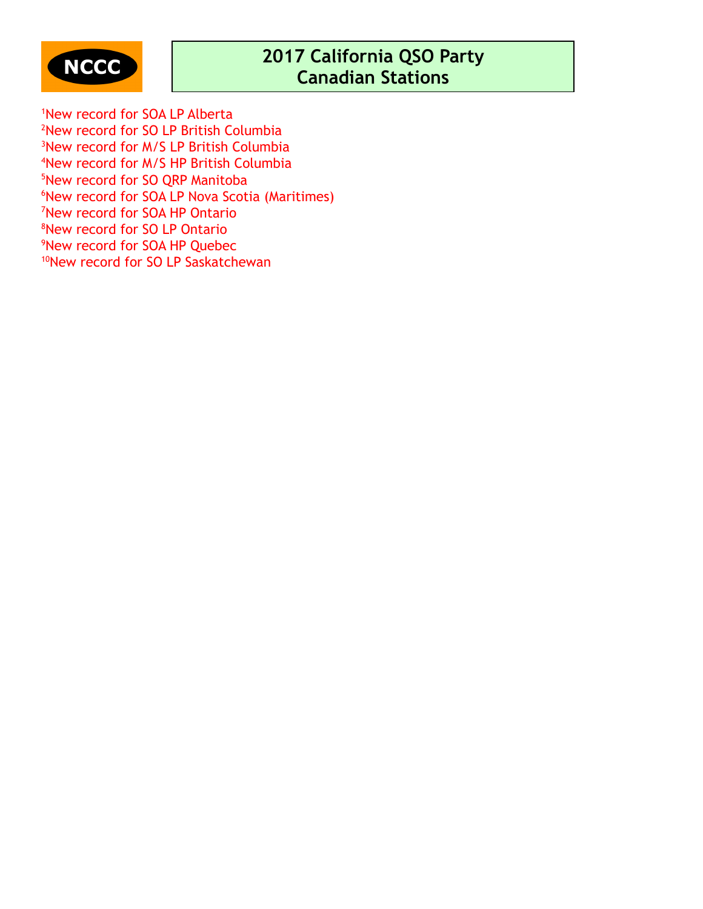NCCC

# 2017 California QSO Party
# Canadian Stations

[1]New record for SOA LP Alberta
[2]New record for SO LP British Columbia
[3]New record for M/S LP British Columbia
[4]New record for M/S HP British Columbia
[5]New record for SO QRP Manitoba
[6]New record for SOA LP Nova Scotia (Maritimes)
[7]New record for SOA HP Ontario
[8]New record for SO LP Ontario
[9]New record for SOA HP Quebec
[10]New record for SO LP Saskatchewan